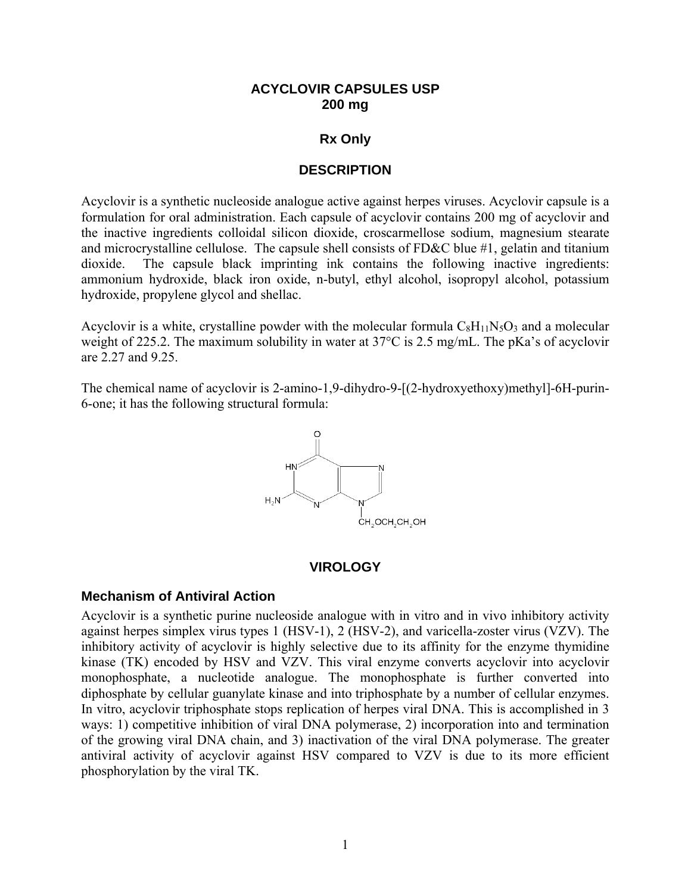# ACYCLOVIR CAPSULES USP
## 200 mg

**Rx Only**

## DESCRIPTION

Acyclovir is a synthetic nucleoside analogue active against herpes viruses. Acyclovir capsule is a formulation for oral administration. Each capsule of acyclovir contains 200 mg of acyclovir and the inactive ingredients colloidal silicon dioxide, croscarmellose sodium, magnesium stearate and microcrystalline cellulose. The capsule shell consists of FD&C blue #1, gelatin and titanium dioxide. The capsule black imprinting ink contains the following inactive ingredients: ammonium hydroxide, black iron oxide, n-butyl, ethyl alcohol, isopropyl alcohol, potassium hydroxide, propylene glycol and shellac.

Acyclovir is a white, crystalline powder with the molecular formula $C_8H_{11}N_5O_3$ and a molecular weight of 225.2. The maximum solubility in water at 37°C is 2.5 mg/mL. The pKa's of acyclovir are 2.27 and 9.25.

The chemical name of acyclovir is 2-amino-1,9-dihydro-9-[(2-hydroxyethoxy)methyl]-6H-purin-6-one; it has the following structural formula:

$CH_2OCH_2CH_2OH$

## VIROLOGY

### Mechanism of Antiviral Action

Acyclovir is a synthetic purine nucleoside analogue with in vitro and in vivo inhibitory activity against herpes simplex virus types 1 (HSV-1), 2 (HSV-2), and varicella-zoster virus (VZV). The inhibitory activity of acyclovir is highly selective due to its affinity for the enzyme thymidine kinase (TK) encoded by HSV and VZV. This viral enzyme converts acyclovir into acyclovir monophosphate, a nucleotide analogue. The monophosphate is further converted into diphosphate by cellular guanylate kinase and into triphosphate by a number of cellular enzymes. In vitro, acyclovir triphosphate stops replication of herpes viral DNA. This is accomplished in 3 ways: 1) competitive inhibition of viral DNA polymerase, 2) incorporation into and termination of the growing viral DNA chain, and 3) inactivation of the viral DNA polymerase. The greater antiviral activity of acyclovir against HSV compared to VZV is due to its more efficient phosphorylation by the viral TK.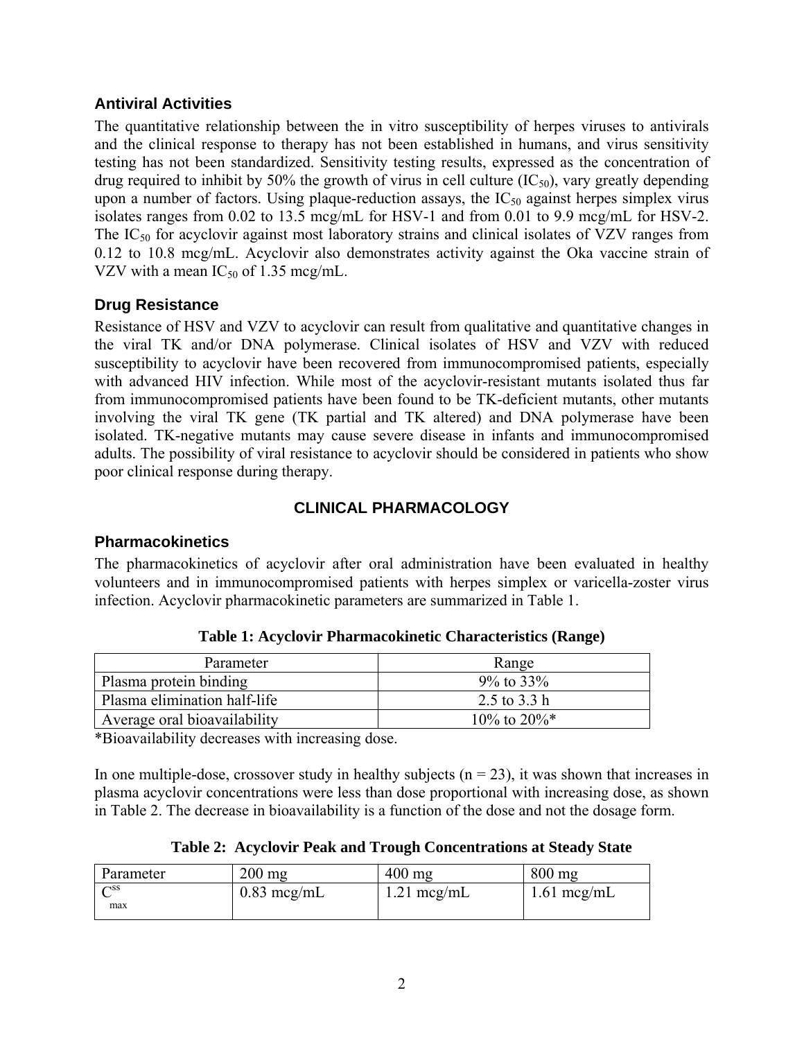### Antiviral Activities

The quantitative relationship between the in vitro susceptibility of herpes viruses to antivirals and the clinical response to therapy has not been established in humans, and virus sensitivity testing has not been standardized. Sensitivity testing results, expressed as the concentration of drug required to inhibit by 50% the growth of virus in cell culture ($IC_{50}$), vary greatly depending upon a number of factors. Using plaque-reduction assays, the $IC_{50}$ against herpes simplex virus isolates ranges from 0.02 to 13.5 mcg/mL for HSV-1 and from 0.01 to 9.9 mcg/mL for HSV-2. The $IC_{50}$ for acyclovir against most laboratory strains and clinical isolates of VZV ranges from 0.12 to 10.8 mcg/mL. Acyclovir also demonstrates activity against the Oka vaccine strain of VZV with a mean $IC_{50}$ of 1.35 mcg/mL.

### Drug Resistance

Resistance of HSV and VZV to acyclovir can result from qualitative and quantitative changes in the viral TK and/or DNA polymerase. Clinical isolates of HSV and VZV with reduced susceptibility to acyclovir have been recovered from immunocompromised patients, especially with advanced HIV infection. While most of the acyclovir-resistant mutants isolated thus far from immunocompromised patients have been found to be TK-deficient mutants, other mutants involving the viral TK gene (TK partial and TK altered) and DNA polymerase have been isolated. TK-negative mutants may cause severe disease in infants and immunocompromised adults. The possibility of viral resistance to acyclovir should be considered in patients who show poor clinical response during therapy.

## CLINICAL PHARMACOLOGY

### Pharmacokinetics

The pharmacokinetics of acyclovir after oral administration have been evaluated in healthy volunteers and in immunocompromised patients with herpes simplex or varicella-zoster virus infection. Acyclovir pharmacokinetic parameters are summarized in Table 1.

**Table 1: Acyclovir Pharmacokinetic Characteristics (Range)**

| Parameter | Range |
|---|---|
| Plasma protein binding | 9% to 33% |
| Plasma elimination half-life | 2.5 to 3.3 h |
| Average oral bioavailability | 10% to 20%* |

*Bioavailability decreases with increasing dose.

In one multiple-dose, crossover study in healthy subjects (n = 23), it was shown that increases in plasma acyclovir concentrations were less than dose proportional with increasing dose, as shown in Table 2. The decrease in bioavailability is a function of the dose and not the dosage form.

**Table 2: Acyclovir Peak and Trough Concentrations at Steady State**

| Parameter | 200 mg | 400 mg | 800 mg |
|---|---|---|---|
| $C^{ss}_{max}$ | 0.83 mcg/mL | 1.21 mcg/mL | 1.61 mcg/mL |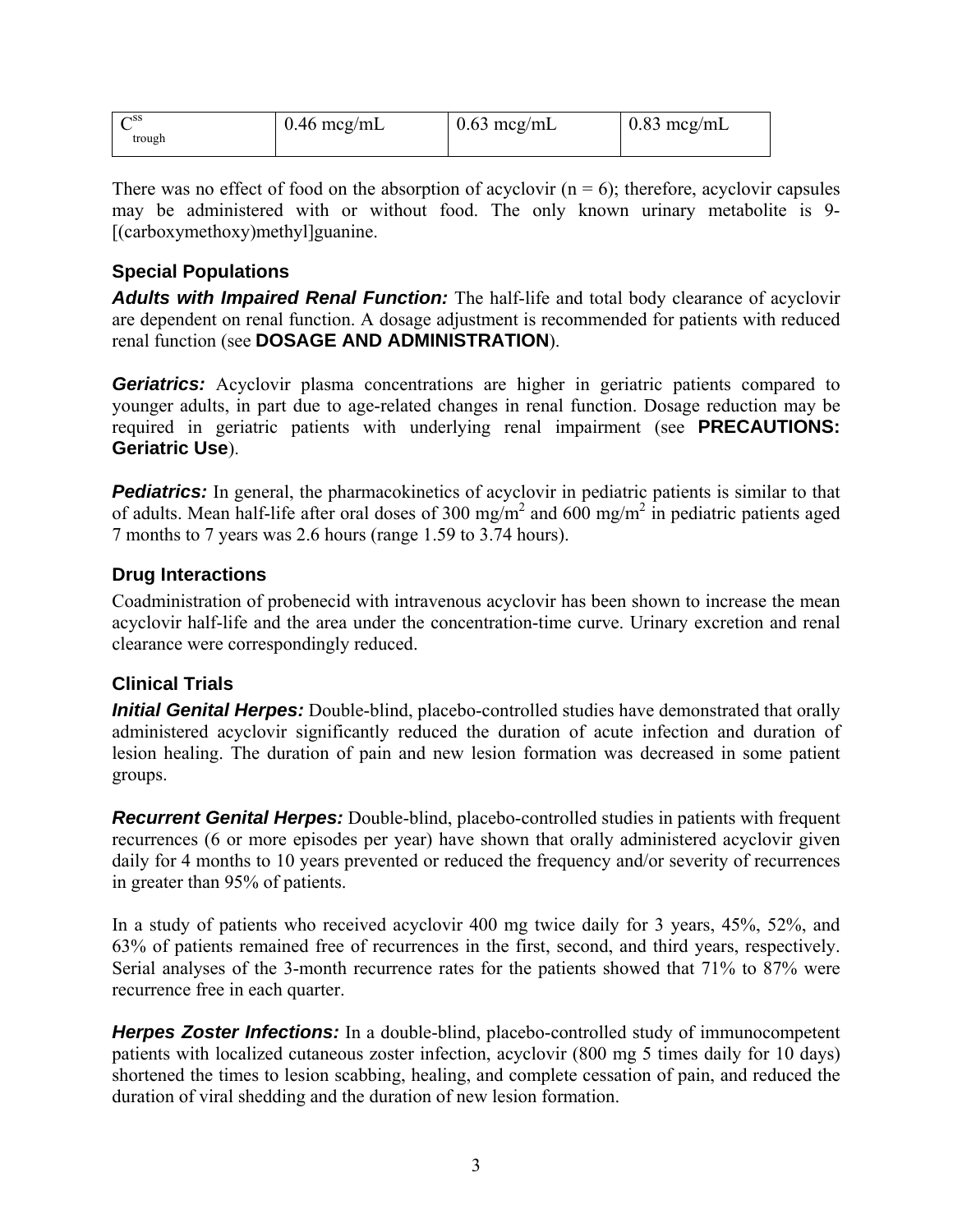| $C^{ss}_{trough}$ | 0.46 mcg/mL | 0.63 mcg/mL | 0.83 mcg/mL |
|---|---|---|---|

There was no effect of food on the absorption of acyclovir (n = 6); therefore, acyclovir capsules may be administered with or without food. The only known urinary metabolite is 9-[(carboxymethoxy)methyl]guanine.

### Special Populations

***Adults with Impaired Renal Function:*** The half-life and total body clearance of acyclovir are dependent on renal function. A dosage adjustment is recommended for patients with reduced renal function (see **DOSAGE AND ADMINISTRATION**).

***Geriatrics:*** Acyclovir plasma concentrations are higher in geriatric patients compared to younger adults, in part due to age-related changes in renal function. Dosage reduction may be required in geriatric patients with underlying renal impairment (see **PRECAUTIONS: Geriatric Use**).

***Pediatrics:*** In general, the pharmacokinetics of acyclovir in pediatric patients is similar to that of adults. Mean half-life after oral doses of 300 mg/$m^2$ and 600 mg/$m^2$ in pediatric patients aged 7 months to 7 years was 2.6 hours (range 1.59 to 3.74 hours).

### Drug Interactions

Coadministration of probenecid with intravenous acyclovir has been shown to increase the mean acyclovir half-life and the area under the concentration-time curve. Urinary excretion and renal clearance were correspondingly reduced.

### Clinical Trials

***Initial Genital Herpes:*** Double-blind, placebo-controlled studies have demonstrated that orally administered acyclovir significantly reduced the duration of acute infection and duration of lesion healing. The duration of pain and new lesion formation was decreased in some patient groups.

***Recurrent Genital Herpes:*** Double-blind, placebo-controlled studies in patients with frequent recurrences (6 or more episodes per year) have shown that orally administered acyclovir given daily for 4 months to 10 years prevented or reduced the frequency and/or severity of recurrences in greater than 95% of patients.

In a study of patients who received acyclovir 400 mg twice daily for 3 years, 45%, 52%, and 63% of patients remained free of recurrences in the first, second, and third years, respectively. Serial analyses of the 3-month recurrence rates for the patients showed that 71% to 87% were recurrence free in each quarter.

***Herpes Zoster Infections:*** In a double-blind, placebo-controlled study of immunocompetent patients with localized cutaneous zoster infection, acyclovir (800 mg 5 times daily for 10 days) shortened the times to lesion scabbing, healing, and complete cessation of pain, and reduced the duration of viral shedding and the duration of new lesion formation.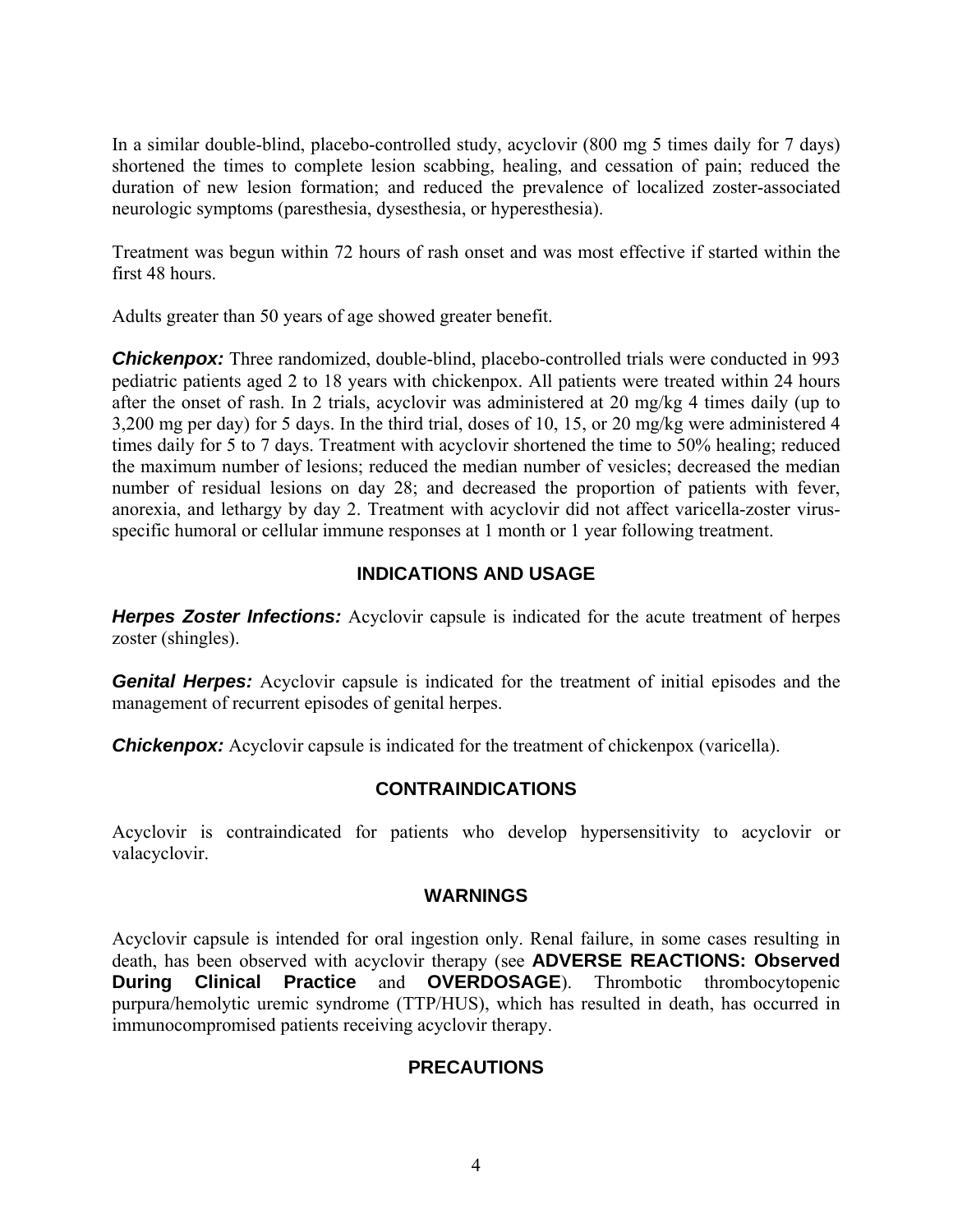In a similar double-blind, placebo-controlled study, acyclovir (800 mg 5 times daily for 7 days) shortened the times to complete lesion scabbing, healing, and cessation of pain; reduced the duration of new lesion formation; and reduced the prevalence of localized zoster-associated neurologic symptoms (paresthesia, dysesthesia, or hyperesthesia).

Treatment was begun within 72 hours of rash onset and was most effective if started within the first 48 hours.

Adults greater than 50 years of age showed greater benefit.

***Chickenpox:*** Three randomized, double-blind, placebo-controlled trials were conducted in 993 pediatric patients aged 2 to 18 years with chickenpox. All patients were treated within 24 hours after the onset of rash. In 2 trials, acyclovir was administered at 20 mg/kg 4 times daily (up to 3,200 mg per day) for 5 days. In the third trial, doses of 10, 15, or 20 mg/kg were administered 4 times daily for 5 to 7 days. Treatment with acyclovir shortened the time to 50% healing; reduced the maximum number of lesions; reduced the median number of vesicles; decreased the median number of residual lesions on day 28; and decreased the proportion of patients with fever, anorexia, and lethargy by day 2. Treatment with acyclovir did not affect varicella-zoster virus-specific humoral or cellular immune responses at 1 month or 1 year following treatment.

## INDICATIONS AND USAGE

***Herpes Zoster Infections:*** Acyclovir capsule is indicated for the acute treatment of herpes zoster (shingles).

***Genital Herpes:*** Acyclovir capsule is indicated for the treatment of initial episodes and the management of recurrent episodes of genital herpes.

***Chickenpox:*** Acyclovir capsule is indicated for the treatment of chickenpox (varicella).

## CONTRAINDICATIONS

Acyclovir is contraindicated for patients who develop hypersensitivity to acyclovir or valacyclovir.

## WARNINGS

Acyclovir capsule is intended for oral ingestion only. Renal failure, in some cases resulting in death, has been observed with acyclovir therapy (see **ADVERSE REACTIONS: Observed During Clinical Practice** and **OVERDOSAGE**). Thrombotic thrombocytopenic purpura/hemolytic uremic syndrome (TTP/HUS), which has resulted in death, has occurred in immunocompromised patients receiving acyclovir therapy.

## PRECAUTIONS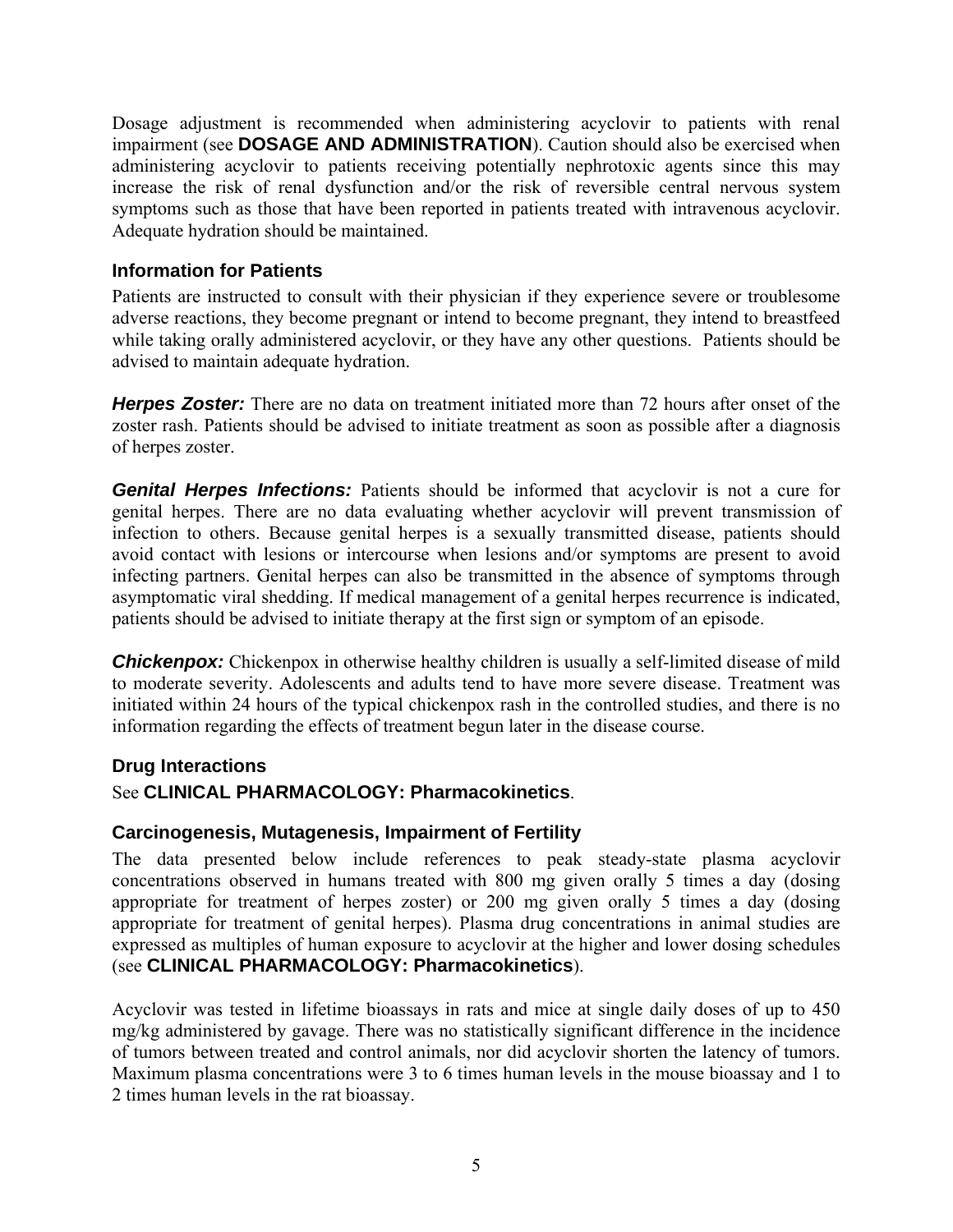Dosage adjustment is recommended when administering acyclovir to patients with renal impairment (see **DOSAGE AND ADMINISTRATION**). Caution should also be exercised when administering acyclovir to patients receiving potentially nephrotoxic agents since this may increase the risk of renal dysfunction and/or the risk of reversible central nervous system symptoms such as those that have been reported in patients treated with intravenous acyclovir. Adequate hydration should be maintained.

### Information for Patients

Patients are instructed to consult with their physician if they experience severe or troublesome adverse reactions, they become pregnant or intend to become pregnant, they intend to breastfeed while taking orally administered acyclovir, or they have any other questions. Patients should be advised to maintain adequate hydration.

***Herpes Zoster:*** There are no data on treatment initiated more than 72 hours after onset of the zoster rash. Patients should be advised to initiate treatment as soon as possible after a diagnosis of herpes zoster.

***Genital Herpes Infections:*** Patients should be informed that acyclovir is not a cure for genital herpes. There are no data evaluating whether acyclovir will prevent transmission of infection to others. Because genital herpes is a sexually transmitted disease, patients should avoid contact with lesions or intercourse when lesions and/or symptoms are present to avoid infecting partners. Genital herpes can also be transmitted in the absence of symptoms through asymptomatic viral shedding. If medical management of a genital herpes recurrence is indicated, patients should be advised to initiate therapy at the first sign or symptom of an episode.

***Chickenpox:*** Chickenpox in otherwise healthy children is usually a self-limited disease of mild to moderate severity. Adolescents and adults tend to have more severe disease. Treatment was initiated within 24 hours of the typical chickenpox rash in the controlled studies, and there is no information regarding the effects of treatment begun later in the disease course.

### Drug Interactions

See **CLINICAL PHARMACOLOGY: Pharmacokinetics**.

### Carcinogenesis, Mutagenesis, Impairment of Fertility

The data presented below include references to peak steady-state plasma acyclovir concentrations observed in humans treated with 800 mg given orally 5 times a day (dosing appropriate for treatment of herpes zoster) or 200 mg given orally 5 times a day (dosing appropriate for treatment of genital herpes). Plasma drug concentrations in animal studies are expressed as multiples of human exposure to acyclovir at the higher and lower dosing schedules (see **CLINICAL PHARMACOLOGY: Pharmacokinetics**).

Acyclovir was tested in lifetime bioassays in rats and mice at single daily doses of up to 450 mg/kg administered by gavage. There was no statistically significant difference in the incidence of tumors between treated and control animals, nor did acyclovir shorten the latency of tumors. Maximum plasma concentrations were 3 to 6 times human levels in the mouse bioassay and 1 to 2 times human levels in the rat bioassay.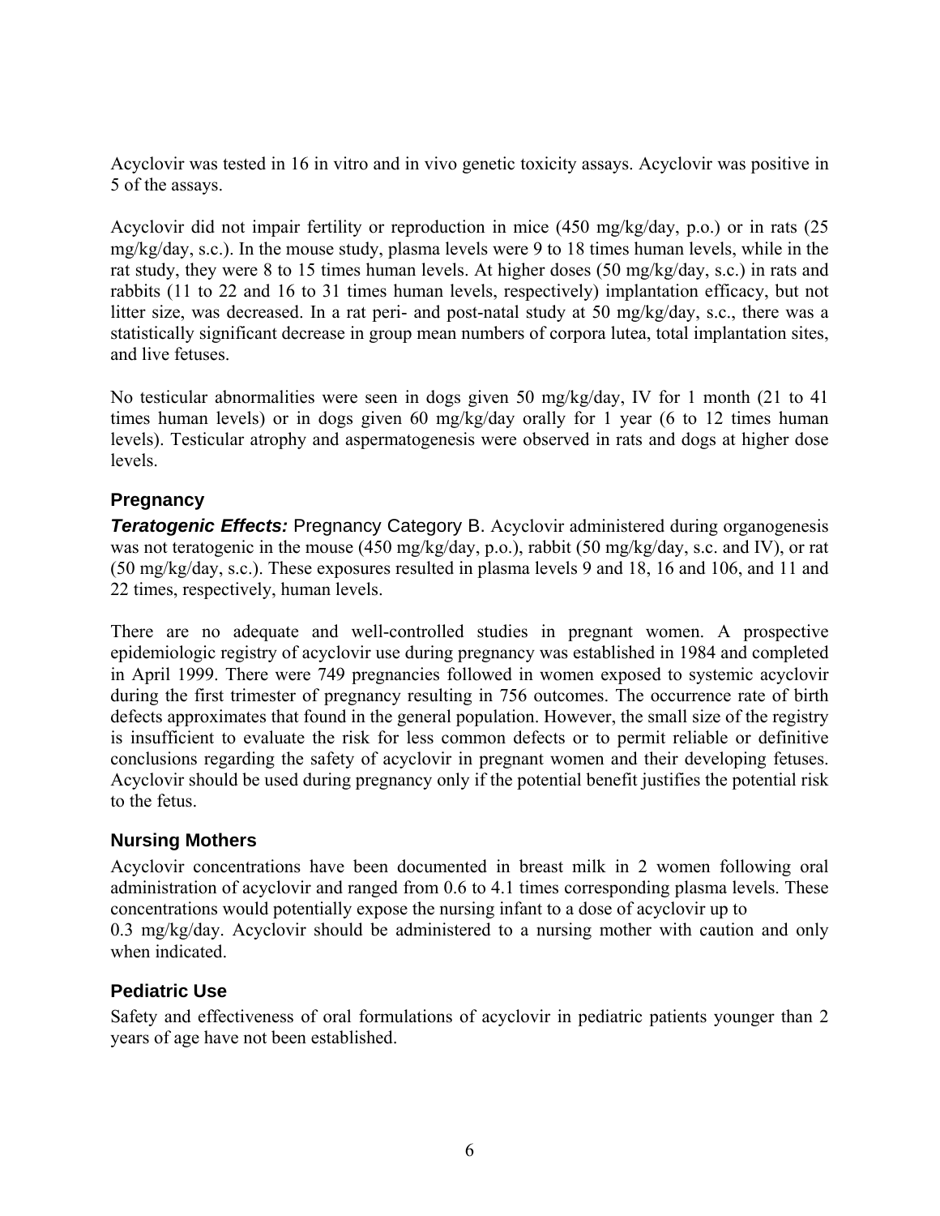Acyclovir was tested in 16 in vitro and in vivo genetic toxicity assays. Acyclovir was positive in 5 of the assays.

Acyclovir did not impair fertility or reproduction in mice (450 mg/kg/day, p.o.) or in rats (25 mg/kg/day, s.c.). In the mouse study, plasma levels were 9 to 18 times human levels, while in the rat study, they were 8 to 15 times human levels. At higher doses (50 mg/kg/day, s.c.) in rats and rabbits (11 to 22 and 16 to 31 times human levels, respectively) implantation efficacy, but not litter size, was decreased. In a rat peri- and post-natal study at 50 mg/kg/day, s.c., there was a statistically significant decrease in group mean numbers of corpora lutea, total implantation sites, and live fetuses.

No testicular abnormalities were seen in dogs given 50 mg/kg/day, IV for 1 month (21 to 41 times human levels) or in dogs given 60 mg/kg/day orally for 1 year (6 to 12 times human levels). Testicular atrophy and aspermatogenesis were observed in rats and dogs at higher dose levels.

### Pregnancy

***Teratogenic Effects:*** Pregnancy Category B. Acyclovir administered during organogenesis was not teratogenic in the mouse (450 mg/kg/day, p.o.), rabbit (50 mg/kg/day, s.c. and IV), or rat (50 mg/kg/day, s.c.). These exposures resulted in plasma levels 9 and 18, 16 and 106, and 11 and 22 times, respectively, human levels.

There are no adequate and well-controlled studies in pregnant women. A prospective epidemiologic registry of acyclovir use during pregnancy was established in 1984 and completed in April 1999. There were 749 pregnancies followed in women exposed to systemic acyclovir during the first trimester of pregnancy resulting in 756 outcomes. The occurrence rate of birth defects approximates that found in the general population. However, the small size of the registry is insufficient to evaluate the risk for less common defects or to permit reliable or definitive conclusions regarding the safety of acyclovir in pregnant women and their developing fetuses. Acyclovir should be used during pregnancy only if the potential benefit justifies the potential risk to the fetus.

### Nursing Mothers

Acyclovir concentrations have been documented in breast milk in 2 women following oral administration of acyclovir and ranged from 0.6 to 4.1 times corresponding plasma levels. These concentrations would potentially expose the nursing infant to a dose of acyclovir up to 0.3 mg/kg/day. Acyclovir should be administered to a nursing mother with caution and only when indicated.

### Pediatric Use

Safety and effectiveness of oral formulations of acyclovir in pediatric patients younger than 2 years of age have not been established.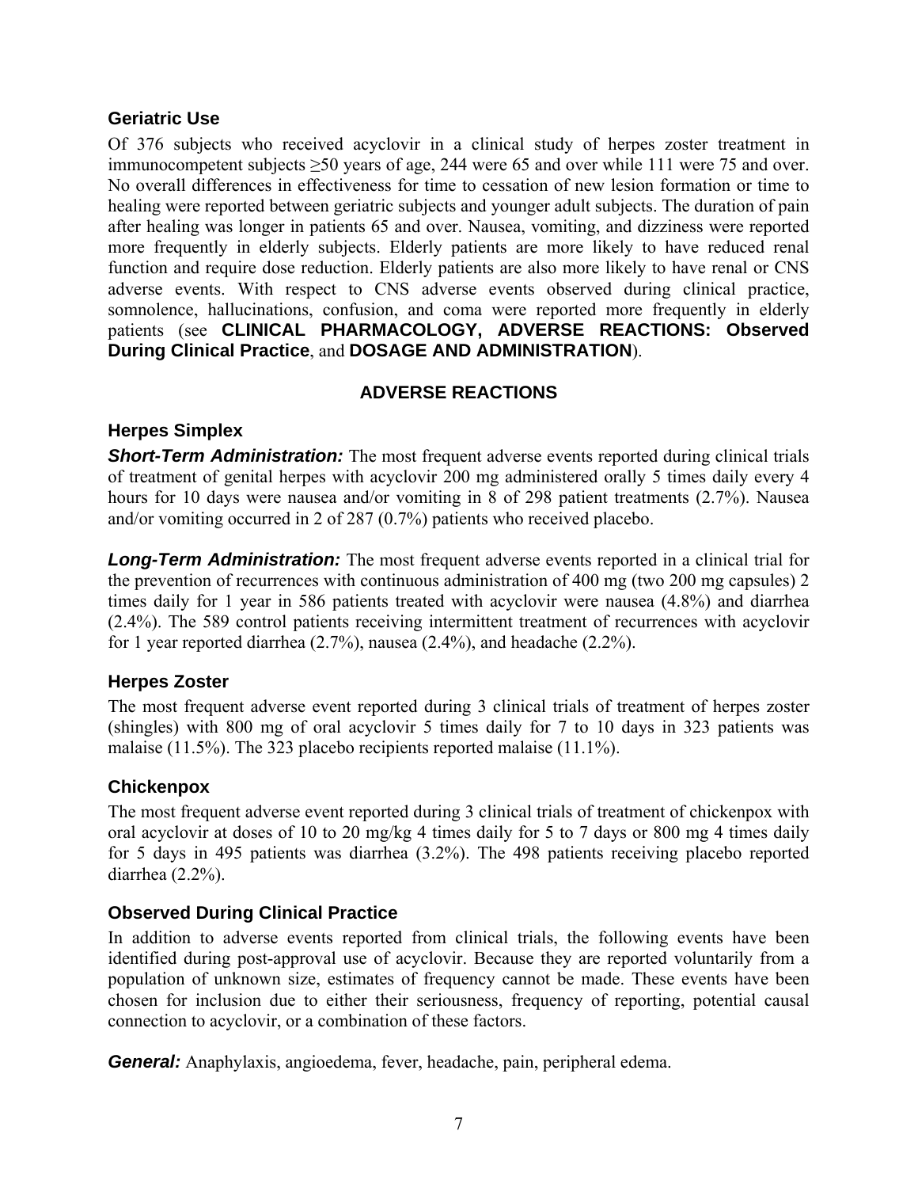### Geriatric Use

Of 376 subjects who received acyclovir in a clinical study of herpes zoster treatment in immunocompetent subjects ≥50 years of age, 244 were 65 and over while 111 were 75 and over. No overall differences in effectiveness for time to cessation of new lesion formation or time to healing were reported between geriatric subjects and younger adult subjects. The duration of pain after healing was longer in patients 65 and over. Nausea, vomiting, and dizziness were reported more frequently in elderly subjects. Elderly patients are more likely to have reduced renal function and require dose reduction. Elderly patients are also more likely to have renal or CNS adverse events. With respect to CNS adverse events observed during clinical practice, somnolence, hallucinations, confusion, and coma were reported more frequently in elderly patients (see **CLINICAL PHARMACOLOGY, ADVERSE REACTIONS: Observed During Clinical Practice**, and **DOSAGE AND ADMINISTRATION**).

## ADVERSE REACTIONS

### Herpes Simplex

***Short-Term Administration:*** The most frequent adverse events reported during clinical trials of treatment of genital herpes with acyclovir 200 mg administered orally 5 times daily every 4 hours for 10 days were nausea and/or vomiting in 8 of 298 patient treatments (2.7%). Nausea and/or vomiting occurred in 2 of 287 (0.7%) patients who received placebo.

***Long-Term Administration:*** The most frequent adverse events reported in a clinical trial for the prevention of recurrences with continuous administration of 400 mg (two 200 mg capsules) 2 times daily for 1 year in 586 patients treated with acyclovir were nausea (4.8%) and diarrhea (2.4%). The 589 control patients receiving intermittent treatment of recurrences with acyclovir for 1 year reported diarrhea (2.7%), nausea (2.4%), and headache (2.2%).

### Herpes Zoster

The most frequent adverse event reported during 3 clinical trials of treatment of herpes zoster (shingles) with 800 mg of oral acyclovir 5 times daily for 7 to 10 days in 323 patients was malaise (11.5%). The 323 placebo recipients reported malaise (11.1%).

### Chickenpox

The most frequent adverse event reported during 3 clinical trials of treatment of chickenpox with oral acyclovir at doses of 10 to 20 mg/kg 4 times daily for 5 to 7 days or 800 mg 4 times daily for 5 days in 495 patients was diarrhea (3.2%). The 498 patients receiving placebo reported diarrhea (2.2%).

### Observed During Clinical Practice

In addition to adverse events reported from clinical trials, the following events have been identified during post-approval use of acyclovir. Because they are reported voluntarily from a population of unknown size, estimates of frequency cannot be made. These events have been chosen for inclusion due to either their seriousness, frequency of reporting, potential causal connection to acyclovir, or a combination of these factors.

***General:*** Anaphylaxis, angioedema, fever, headache, pain, peripheral edema.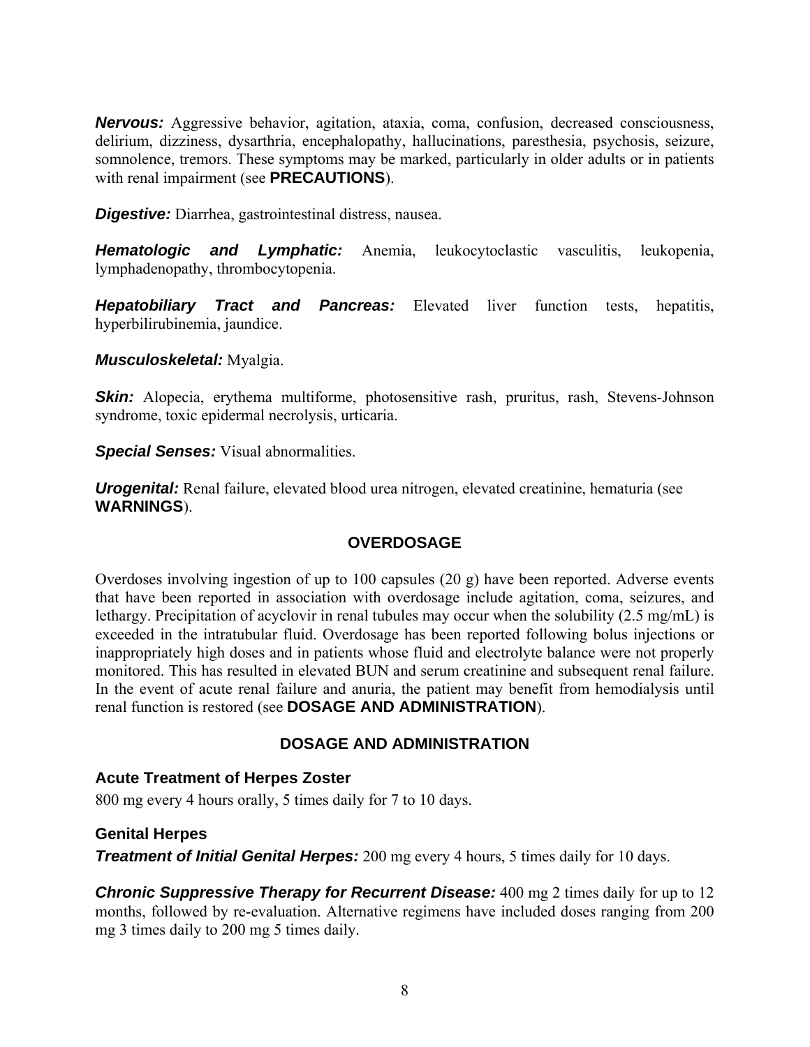***Nervous:*** Aggressive behavior, agitation, ataxia, coma, confusion, decreased consciousness, delirium, dizziness, dysarthria, encephalopathy, hallucinations, paresthesia, psychosis, seizure, somnolence, tremors. These symptoms may be marked, particularly in older adults or in patients with renal impairment (see **PRECAUTIONS**).

***Digestive:*** Diarrhea, gastrointestinal distress, nausea.

***Hematologic and Lymphatic:*** Anemia, leukocytoclastic vasculitis, leukopenia, lymphadenopathy, thrombocytopenia.

***Hepatobiliary Tract and Pancreas:*** Elevated liver function tests, hepatitis, hyperbilirubinemia, jaundice.

***Musculoskeletal:*** Myalgia.

***Skin:*** Alopecia, erythema multiforme, photosensitive rash, pruritus, rash, Stevens-Johnson syndrome, toxic epidermal necrolysis, urticaria.

***Special Senses:*** Visual abnormalities.

***Urogenital:*** Renal failure, elevated blood urea nitrogen, elevated creatinine, hematuria (see **WARNINGS**).

## OVERDOSAGE

Overdoses involving ingestion of up to 100 capsules (20 g) have been reported. Adverse events that have been reported in association with overdosage include agitation, coma, seizures, and lethargy. Precipitation of acyclovir in renal tubules may occur when the solubility (2.5 mg/mL) is exceeded in the intratubular fluid. Overdosage has been reported following bolus injections or inappropriately high doses and in patients whose fluid and electrolyte balance were not properly monitored. This has resulted in elevated BUN and serum creatinine and subsequent renal failure. In the event of acute renal failure and anuria, the patient may benefit from hemodialysis until renal function is restored (see **DOSAGE AND ADMINISTRATION**).

## DOSAGE AND ADMINISTRATION

### Acute Treatment of Herpes Zoster

800 mg every 4 hours orally, 5 times daily for 7 to 10 days.

### Genital Herpes

***Treatment of Initial Genital Herpes:*** 200 mg every 4 hours, 5 times daily for 10 days.

***Chronic Suppressive Therapy for Recurrent Disease:*** 400 mg 2 times daily for up to 12 months, followed by re-evaluation. Alternative regimens have included doses ranging from 200 mg 3 times daily to 200 mg 5 times daily.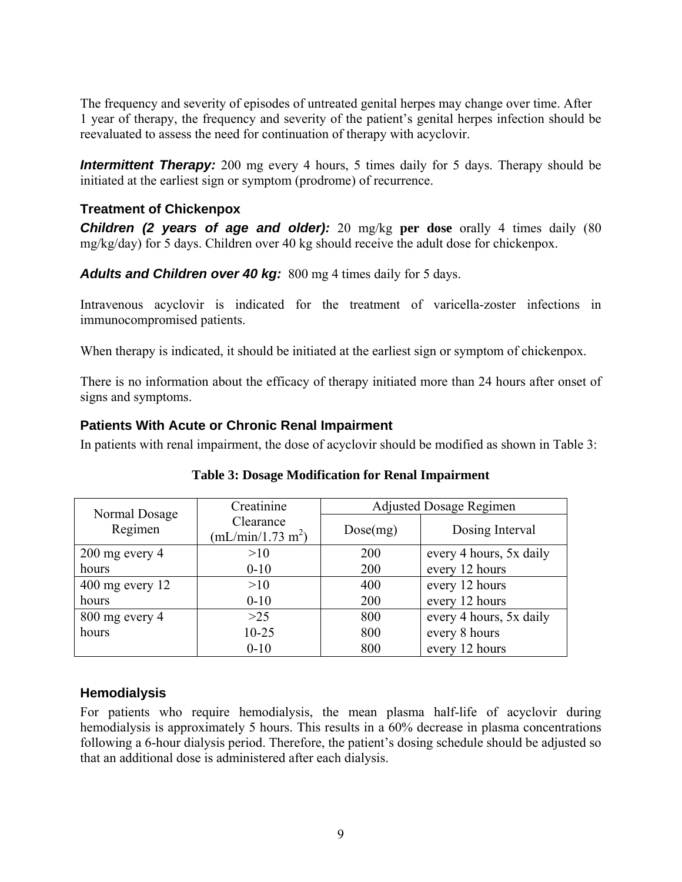The frequency and severity of episodes of untreated genital herpes may change over time. After 1 year of therapy, the frequency and severity of the patient's genital herpes infection should be reevaluated to assess the need for continuation of therapy with acyclovir.

***Intermittent Therapy:*** 200 mg every 4 hours, 5 times daily for 5 days. Therapy should be initiated at the earliest sign or symptom (prodrome) of recurrence.

### Treatment of Chickenpox

***Children (2 years of age and older):*** 20 mg/kg **per dose** orally 4 times daily (80 mg/kg/day) for 5 days. Children over 40 kg should receive the adult dose for chickenpox.

***Adults and Children over 40 kg:*** 800 mg 4 times daily for 5 days.

Intravenous acyclovir is indicated for the treatment of varicella-zoster infections in immunocompromised patients.

When therapy is indicated, it should be initiated at the earliest sign or symptom of chickenpox.

There is no information about the efficacy of therapy initiated more than 24 hours after onset of signs and symptoms.

### Patients With Acute or Chronic Renal Impairment

In patients with renal impairment, the dose of acyclovir should be modified as shown in Table 3:

**Table 3: Dosage Modification for Renal Impairment**

| Normal Dosage Regimen | Creatinine Clearance (mL/min/1.73 $m^2$) | Adjusted Dosage Regimen | |
|---|---|---|---|
| | | Dose(mg) | Dosing Interval |
| 200 mg every 4 hours | >10 | 200 | every 4 hours, 5x daily |
| | 0-10 | 200 | every 12 hours |
| 400 mg every 12 hours | >10 | 400 | every 12 hours |
| | 0-10 | 200 | every 12 hours |
| 800 mg every 4 hours | >25 | 800 | every 4 hours, 5x daily |
| | 10-25 | 800 | every 8 hours |
| | 0-10 | 800 | every 12 hours |

### Hemodialysis

For patients who require hemodialysis, the mean plasma half-life of acyclovir during hemodialysis is approximately 5 hours. This results in a 60% decrease in plasma concentrations following a 6-hour dialysis period. Therefore, the patient's dosing schedule should be adjusted so that an additional dose is administered after each dialysis.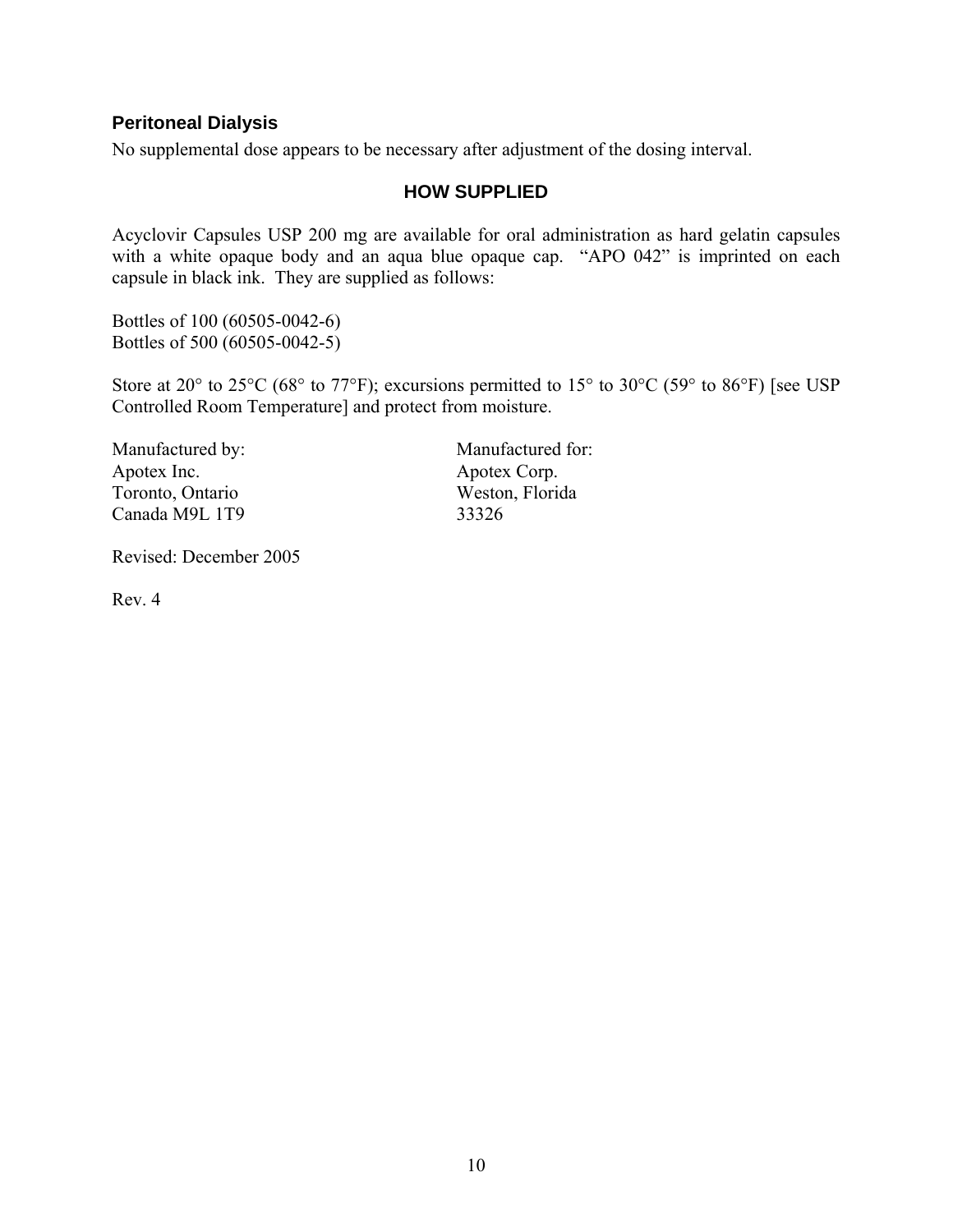### Peritoneal Dialysis

No supplemental dose appears to be necessary after adjustment of the dosing interval.

## HOW SUPPLIED

Acyclovir Capsules USP 200 mg are available for oral administration as hard gelatin capsules with a white opaque body and an aqua blue opaque cap. "APO 042" is imprinted on each capsule in black ink. They are supplied as follows:

Bottles of 100 (60505-0042-6)
Bottles of 500 (60505-0042-5)

Store at 20° to 25°C (68° to 77°F); excursions permitted to 15° to 30°C (59° to 86°F) [see USP Controlled Room Temperature] and protect from moisture.

Manufactured by:
Apotex Inc.
Toronto, Ontario
Canada M9L 1T9

Manufactured for:
Apotex Corp.
Weston, Florida
33326

Revised: December 2005

Rev. 4